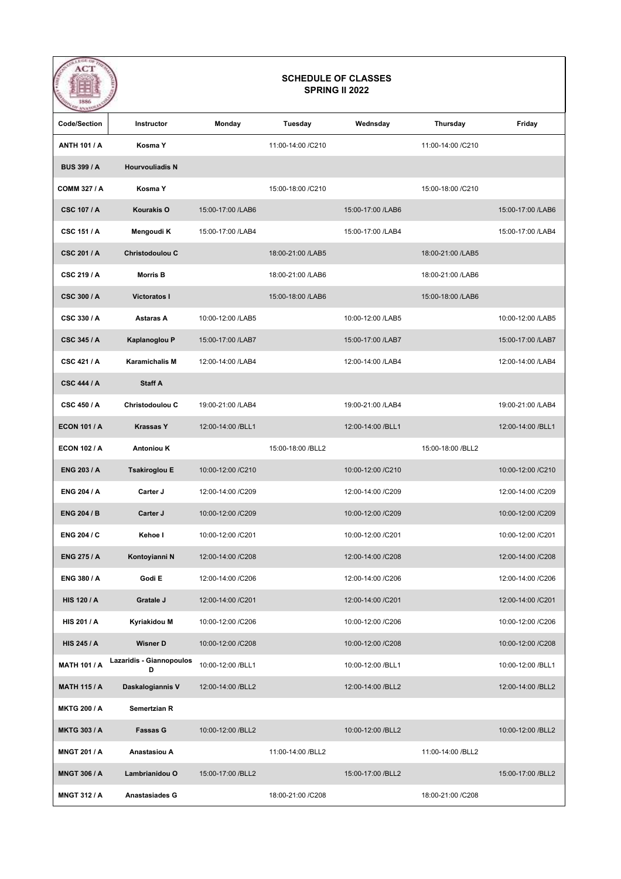## SCHEDULE OF CLASSES
## SPRING II 2022

| Code/Section | Instructor | Monday | Tuesday | Wednsday | Thursday | Friday |
|---|---|---|---|---|---|---|
| ANTH 101 / A | Kosma Y | | 11:00-14:00 /C210 | | 11:00-14:00 /C210 | |
| BUS 399 / A | Hourvouliadis N | | | | | |
| COMM 327 / A | Kosma Y | | 15:00-18:00 /C210 | | 15:00-18:00 /C210 | |
| CSC 107 / A | Kourakis O | 15:00-17:00 /LAB6 | | 15:00-17:00 /LAB6 | | 15:00-17:00 /LAB6 |
| CSC 151 / A | Mengoudi K | 15:00-17:00 /LAB4 | | 15:00-17:00 /LAB4 | | 15:00-17:00 /LAB4 |
| CSC 201 / A | Christodoulou C | | 18:00-21:00 /LAB5 | | 18:00-21:00 /LAB5 | |
| CSC 219 / A | Morris B | | 18:00-21:00 /LAB6 | | 18:00-21:00 /LAB6 | |
| CSC 300 / A | Victoratos I | | 15:00-18:00 /LAB6 | | 15:00-18:00 /LAB6 | |
| CSC 330 / A | Astaras A | 10:00-12:00 /LAB5 | | 10:00-12:00 /LAB5 | | 10:00-12:00 /LAB5 |
| CSC 345 / A | Kaplanoglou P | 15:00-17:00 /LAB7 | | 15:00-17:00 /LAB7 | | 15:00-17:00 /LAB7 |
| CSC 421 / A | Karamichalis M | 12:00-14:00 /LAB4 | | 12:00-14:00 /LAB4 | | 12:00-14:00 /LAB4 |
| CSC 444 / A | Staff A | | | | | |
| CSC 450 / A | Christodoulou C | 19:00-21:00 /LAB4 | | 19:00-21:00 /LAB4 | | 19:00-21:00 /LAB4 |
| ECON 101 / A | Krassas Y | 12:00-14:00 /BLL1 | | 12:00-14:00 /BLL1 | | 12:00-14:00 /BLL1 |
| ECON 102 / A | Antoniou K | | 15:00-18:00 /BLL2 | | 15:00-18:00 /BLL2 | |
| ENG 203 / A | Tsakiroglou E | 10:00-12:00 /C210 | | 10:00-12:00 /C210 | | 10:00-12:00 /C210 |
| ENG 204 / A | Carter J | 12:00-14:00 /C209 | | 12:00-14:00 /C209 | | 12:00-14:00 /C209 |
| ENG 204 / B | Carter J | 10:00-12:00 /C209 | | 10:00-12:00 /C209 | | 10:00-12:00 /C209 |
| ENG 204 / C | Kehoe I | 10:00-12:00 /C201 | | 10:00-12:00 /C201 | | 10:00-12:00 /C201 |
| ENG 275 / A | Kontoyianni N | 12:00-14:00 /C208 | | 12:00-14:00 /C208 | | 12:00-14:00 /C208 |
| ENG 380 / A | Godi E | 12:00-14:00 /C206 | | 12:00-14:00 /C206 | | 12:00-14:00 /C206 |
| HIS 120 / A | Gratale J | 12:00-14:00 /C201 | | 12:00-14:00 /C201 | | 12:00-14:00 /C201 |
| HIS 201 / A | Kyriakidou M | 10:00-12:00 /C206 | | 10:00-12:00 /C206 | | 10:00-12:00 /C206 |
| HIS 245 / A | Wisner D | 10:00-12:00 /C208 | | 10:00-12:00 /C208 | | 10:00-12:00 /C208 |
| MATH 101 / A | Lazaridis - Giannopoulos D | 10:00-12:00 /BLL1 | | 10:00-12:00 /BLL1 | | 10:00-12:00 /BLL1 |
| MATH 115 / A | Daskalogiannis V | 12:00-14:00 /BLL2 | | 12:00-14:00 /BLL2 | | 12:00-14:00 /BLL2 |
| MKTG 200 / A | Semertzian R | | | | | |
| MKTG 303 / A | Fassas G | 10:00-12:00 /BLL2 | | 10:00-12:00 /BLL2 | | 10:00-12:00 /BLL2 |
| MNGT 201 / A | Anastasiou A | | 11:00-14:00 /BLL2 | | 11:00-14:00 /BLL2 | |
| MNGT 306 / A | Lambrianidou O | 15:00-17:00 /BLL2 | | 15:00-17:00 /BLL2 | | 15:00-17:00 /BLL2 |
| MNGT 312 / A | Anastasiades G | | 18:00-21:00 /C208 | | 18:00-21:00 /C208 | |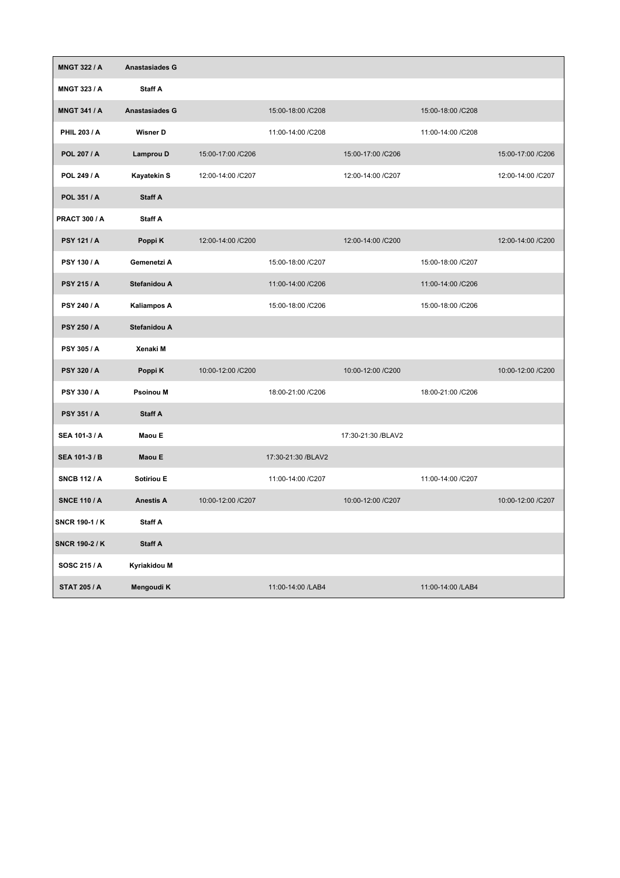| | | | | | | |
|---|---|---|---|---|---|---|
| **MNGT 322 / A** | **Anastasiades G** | | | | | |
| **MNGT 323 / A** | **Staff A** | | | | | |
| **MNGT 341 / A** | **Anastasiades G** | | 15:00-18:00 /C208 | | 15:00-18:00 /C208 | |
| **PHIL 203 / A** | **Wisner D** | | 11:00-14:00 /C208 | | 11:00-14:00 /C208 | |
| **POL 207 / A** | **Lamprou D** | 15:00-17:00 /C206 | | 15:00-17:00 /C206 | | 15:00-17:00 /C206 |
| **POL 249 / A** | **Kayatekin S** | 12:00-14:00 /C207 | | 12:00-14:00 /C207 | | 12:00-14:00 /C207 |
| **POL 351 / A** | **Staff A** | | | | | |
| **PRACT 300 / A** | **Staff A** | | | | | |
| **PSY 121 / A** | **Poppi K** | 12:00-14:00 /C200 | | 12:00-14:00 /C200 | | 12:00-14:00 /C200 |
| **PSY 130 / A** | **Gemenetzi A** | | 15:00-18:00 /C207 | | 15:00-18:00 /C207 | |
| **PSY 215 / A** | **Stefanidou A** | | 11:00-14:00 /C206 | | 11:00-14:00 /C206 | |
| **PSY 240 / A** | **Kaliampos A** | | 15:00-18:00 /C206 | | 15:00-18:00 /C206 | |
| **PSY 250 / A** | **Stefanidou A** | | | | | |
| **PSY 305 / A** | **Xenaki M** | | | | | |
| **PSY 320 / A** | **Poppi K** | 10:00-12:00 /C200 | | 10:00-12:00 /C200 | | 10:00-12:00 /C200 |
| **PSY 330 / A** | **Psoinou M** | | 18:00-21:00 /C206 | | 18:00-21:00 /C206 | |
| **PSY 351 / A** | **Staff A** | | | | | |
| **SEA 101-3 / A** | **Maou E** | | | 17:30-21:30 /BLAV2 | | |
| **SEA 101-3 / B** | **Maou E** | | 17:30-21:30 /BLAV2 | | | |
| **SNCB 112 / A** | **Sotiriou E** | | 11:00-14:00 /C207 | | 11:00-14:00 /C207 | |
| **SNCE 110 / A** | **Anestis A** | 10:00-12:00 /C207 | | 10:00-12:00 /C207 | | 10:00-12:00 /C207 |
| **SNCR 190-1 / K** | **Staff A** | | | | | |
| **SNCR 190-2 / K** | **Staff A** | | | | | |
| **SOSC 215 / A** | **Kyriakidou M** | | | | | |
| **STAT 205 / A** | **Mengoudi K** | | 11:00-14:00 /LAB4 | | 11:00-14:00 /LAB4 | |